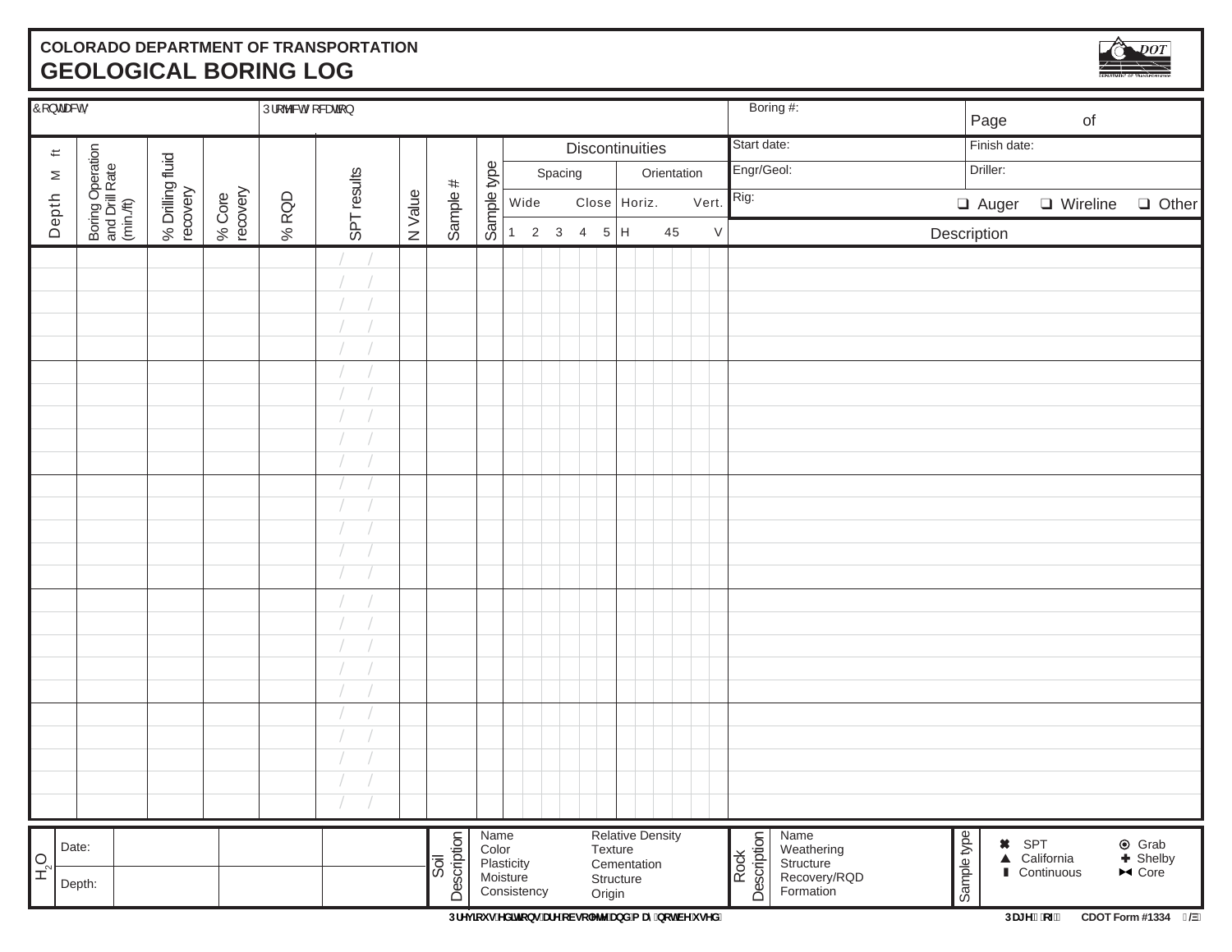COLORADO DEPARTMENT OF TRANSPORTATION

# GEOLOGICAL BORING LOG

| Contract | | | | Project location | | | | | | | | Boring #: | Page of |
|---|---|---|---|---|---|---|---|---|---|---|---|---|---|
| | | | | | | | | | | | | Start date: | Finish date: |
| | | | | | | | | | | | | Engr/Geol: | Driller: |
| | | | | | | | | | | | | Rig: | ❑ Auger ❑ Wireline ❑ Other |

| Depth M ft | Boring Operation and Drill Rate (min./ft) | % Drilling fluid recovery | % Core recovery | % RQD | SPT results | N Value | Sample # | Sample type | Discontinuities Spacing (Wide – Close) 1 2 3 4 5 | Discontinuities Orientation (Horiz. – Vert.) H 45 V | Description |
|---|---|---|---|---|---|---|---|---|---|---|---|
| | | | | | / / | | | | | | |
| | | | | | / / | | | | | | |
| | | | | | / / | | | | | | |
| | | | | | / / | | | | | | |
| | | | | | / / | | | | | | |
| | | | | | / / | | | | | | |
| | | | | | / / | | | | | | |
| | | | | | / / | | | | | | |
| | | | | | / / | | | | | | |
| | | | | | / / | | | | | | |
| | | | | | / / | | | | | | |
| | | | | | / / | | | | | | |
| | | | | | / / | | | | | | |
| | | | | | / / | | | | | | |
| | | | | | / / | | | | | | |
| | | | | | / / | | | | | | |
| | | | | | / / | | | | | | |
| | | | | | / / | | | | | | |
| | | | | | / / | | | | | | |
| | | | | | / / | | | | | | |
| | | | | | / / | | | | | | |
| | | | | | / / | | | | | | |
| | | | | | / / | | | | | | |
| | | | | | / / | | | | | | |
| | | | | | / / | | | | | | |

| $H_2O$ | | | | |
|---|---|---|---|---|
| Date: | | | | |
| Depth: | | | | |

**Soil Description:** Name, Color, Plasticity, Moisture, Consistency, Relative Density, Texture, Cementation, Structure, Origin

**Rock Description:** Name, Weathering, Structure, Recovery/RQD, Formation

**Sample type:** ✖ SPT, ▲ California, ▮ Continuous, ⦿ Grab, ✚ Shelby, ⋈ Core

Previous editions are obsolete and may not be used.

CDOT Form #1334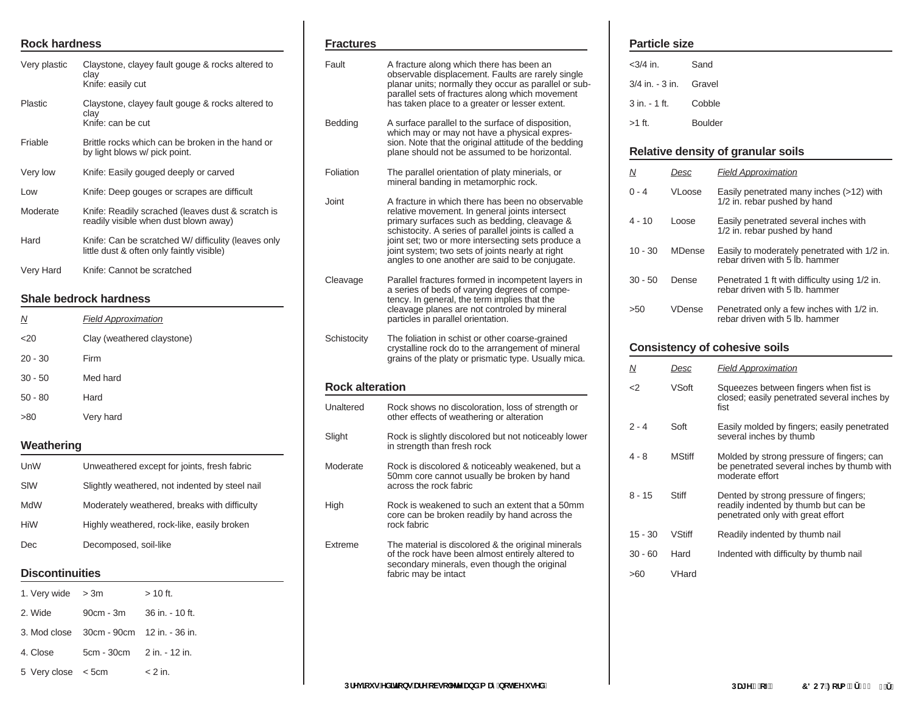## Rock hardness

| | |
|---|---|
| Very plastic | Claystone, clayey fault gouge & rocks altered to clay<br>Knife: easily cut |
| Plastic | Claystone, clayey fault gouge & rocks altered to clay<br>Knife: can be cut |
| Friable | Brittle rocks which can be broken in the hand or by light blows w/ pick point. |
| Very low | Knife: Easily gouged deeply or carved |
| Low | Knife: Deep gouges or scrapes are difficult |
| Moderate | Knife: Readily scrached (leaves dust & scratch is readily visible when dust blown away) |
| Hard | Knife: Can be scratched W/ difficulity (leaves only little dust & often only faintly visible) |
| Very Hard | Knife: Cannot be scratched |

## Shale bedrock hardness

| *N* | *Field Approximation* |
|---|---|
| <20 | Clay (weathered claystone) |
| 20 - 30 | Firm |
| 30 - 50 | Med hard |
| 50 - 80 | Hard |
| >80 | Very hard |

## Weathering

| | |
|---|---|
| UnW | Unweathered except for joints, fresh fabric |
| SlW | Slightly weathered, not indented by steel nail |
| MdW | Moderately weathered, breaks with difficulty |
| HiW | Highly weathered, rock-like, easily broken |
| Dec | Decomposed, soil-like |

## Discontinuities

| | | |
|---|---|---|
| 1. Very wide | > 3m | > 10 ft. |
| 2. Wide | 90cm - 3m | 36 in. - 10 ft. |
| 3. Mod close | 30cm - 90cm | 12 in. - 36 in. |
| 4. Close | 5cm - 30cm | 2 in. - 12 in. |
| 5 Very close | < 5cm | < 2 in. |

## Fractures

| | |
|---|---|
| Fault | A fracture along which there has been an observable displacement. Faults are rarely single planar units; normally they occur as parallel or sub-parallel sets of fractures along which movement has taken place to a greater or lesser extent. |
| Bedding | A surface parallel to the surface of disposition, which may or may not have a physical expression. Note that the original attitude of the bedding plane should not be assumed to be horizontal. |
| Foliation | The parallel orientation of platy minerals, or mineral banding in metamorphic rock. |
| Joint | A fracture in which there has been no observable relative movement. In general joints intersect primary surfaces such as bedding, cleavage & schistocity. A series of parallel joints is called a joint set; two or more intersecting sets produce a joint system; two sets of joints nearly at right angles to one another are said to be conjugate. |
| Cleavage | Parallel fractures formed in incompetent layers in a series of beds of varying degrees of competency. In general, the term implies that the cleavage planes are not controled by mineral particles in parallel orientation. |
| Schistocity | The foliation in schist or other coarse-grained crystalline rock do to the arrangement of mineral grains of the platy or prismatic type. Usually mica. |

## Rock alteration

| | |
|---|---|
| Unaltered | Rock shows no discoloration, loss of strength or other effects of weathering or alteration |
| Slight | Rock is slightly discolored but not noticeably lower in strength than fresh rock |
| Moderate | Rock is discolored & noticeably weakened, but a 50mm core cannot usually be broken by hand across the rock fabric |
| High | Rock is weakened to such an extent that a 50mm core can be broken readily by hand across the rock fabric |
| Extreme | The material is discolored & the original minerals of the rock have been almost entirely altered to secondary minerals, even though the original fabric may be intact |

## Particle size

| | |
|---|---|
| <3/4 in. | Sand |
| 3/4 in. - 3 in. | Gravel |
| 3 in. - 1 ft. | Cobble |
| >1 ft. | Boulder |

## Relative density of granular soils

| *N* | *Desc* | *Field Approximation* |
|---|---|---|
| 0 - 4 | VLoose | Easily penetrated many inches (>12) with 1/2 in. rebar pushed by hand |
| 4 - 10 | Loose | Easily penetrated several inches with 1/2 in. rebar pushed by hand |
| 10 - 30 | MDense | Easily to moderately penetrated with 1/2 in. rebar driven with 5 lb. hammer |
| 30 - 50 | Dense | Penetrated 1 ft with difficulty using 1/2 in. rebar driven with 5 lb. hammer |
| >50 | VDense | Penetrated only a few inches with 1/2 in. rebar driven with 5 lb. hammer |

## Consistency of cohesive soils

| *N* | *Desc* | *Field Approximation* |
|---|---|---|
| <2 | VSoft | Squeezes between fingers when fist is closed; easily penetrated several inches by fist |
| 2 - 4 | Soft | Easily molded by fingers; easily penetrated several inches by thumb |
| 4 - 8 | MStiff | Molded by strong pressure of fingers; can be penetrated several inches by thumb with moderate effort |
| 8 - 15 | Stiff | Dented by strong pressure of fingers; readily indented by thumb but can be penetrated only with great effort |
| 15 - 30 | VStiff | Readily indented by thumb nail |
| 30 - 60 | Hard | Indented with difficulty by thumb nail |
| >60 | VHard | |